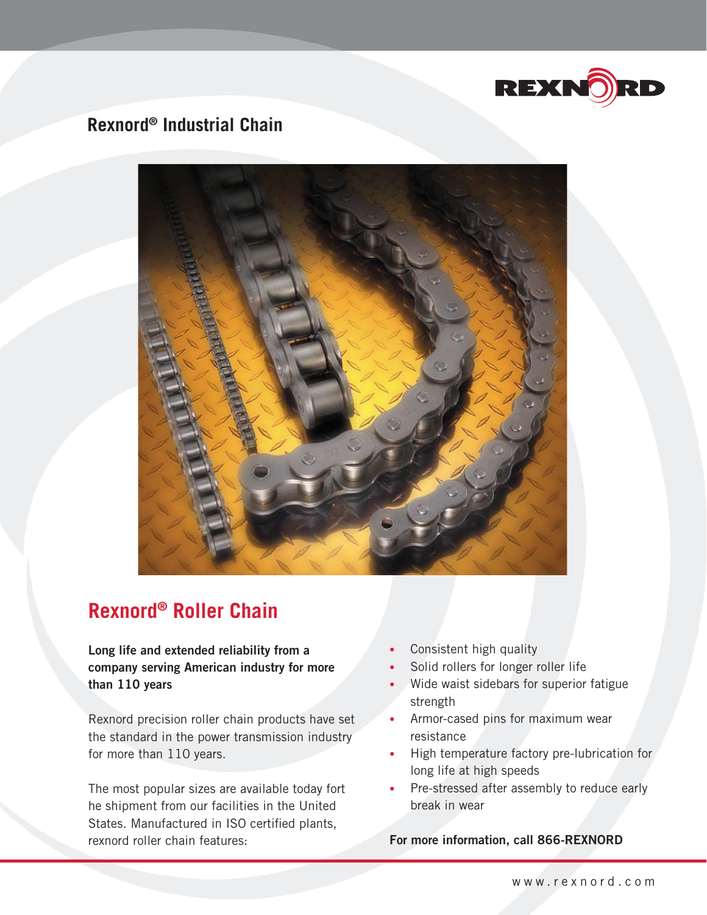REXNORD

# Rexnord® Industrial Chain

## Rexnord® Roller Chain

**Long life and extended reliability from a company serving American industry for more than 110 years**

Rexnord precision roller chain products have set the standard in the power transmission industry for more than 110 years.

The most popular sizes are available today fort he shipment from our facilities in the United States. Manufactured in ISO certified plants, rexnord roller chain features:

- Consistent high quality
- Solid rollers for longer roller life
- Wide waist sidebars for superior fatigue strength
- Armor-cased pins for maximum wear resistance
- High temperature factory pre-lubrication for long life at high speeds
- Pre-stressed after assembly to reduce early break in wear

**For more information, call 866-REXNORD**

www.rexnord.com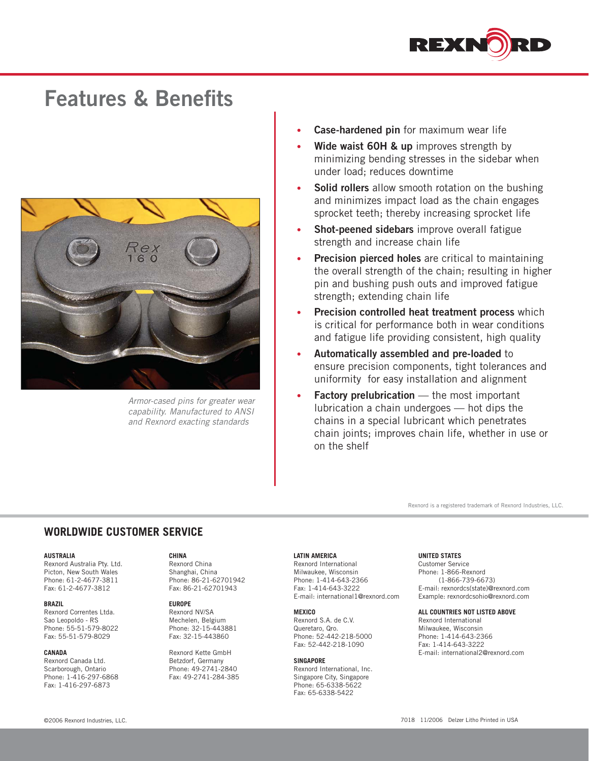# Features & Benefits

*Armor-cased pins for greater wear capability. Manufactured to ANSI and Rexnord exacting standards*

- **Case-hardened pin** for maximum wear life
- **Wide waist 60H & up** improves strength by minimizing bending stresses in the sidebar when under load; reduces downtime
- **Solid rollers** allow smooth rotation on the bushing and minimizes impact load as the chain engages sprocket teeth; thereby increasing sprocket life
- **Shot-peened sidebars** improve overall fatigue strength and increase chain life
- **Precision pierced holes** are critical to maintaining the overall strength of the chain; resulting in higher pin and bushing push outs and improved fatigue strength; extending chain life
- **Precision controlled heat treatment process** which is critical for performance both in wear conditions and fatigue life providing consistent, high quality
- **Automatically assembled and pre-loaded** to ensure precision components, tight tolerances and uniformity for easy installation and alignment
- **Factory prelubrication** — the most important lubrication a chain undergoes — hot dips the chains in a special lubricant which penetrates chain joints; improves chain life, whether in use or on the shelf

Rexnord is a registered trademark of Rexnord Industries, LLC.

## WORLDWIDE CUSTOMER SERVICE

**AUSTRALIA**
Rexnord Australia Pty. Ltd.
Picton, New South Wales
Phone: 61-2-4677-3811
Fax: 61-2-4677-3812

**BRAZIL**
Rexnord Correntes Ltda.
Sao Leopoldo - RS
Phone: 55-51-579-8022
Fax: 55-51-579-8029

**CANADA**
Rexnord Canada Ltd.
Scarborough, Ontario
Phone: 1-416-297-6868
Fax: 1-416-297-6873

**CHINA**
Rexnord China
Shanghai, China
Phone: 86-21-62701942
Fax: 86-21-62701943

**EUROPE**
Rexnord NV/SA
Mechelen, Belgium
Phone: 32-15-443881
Fax: 32-15-443860

Rexnord Kette GmbH
Betzdorf, Germany
Phone: 49-2741-2840
Fax: 49-2741-284-385

**LATIN AMERICA**
Rexnord International
Milwaukee, Wisconsin
Phone: 1-414-643-2366
Fax: 1-414-643-3222
E-mail: international1@rexnord.com

**MEXICO**
Rexnord S.A. de C.V.
Queretaro, Qro.
Phone: 52-442-218-5000
Fax: 52-442-218-1090

**SINGAPORE**
Rexnord International, Inc.
Singapore City, Singapore
Phone: 65-6338-5622
Fax: 65-6338-5422

**UNITED STATES**
Customer Service
Phone: 1-866-Rexnord
(1-866-739-6673)
E-mail: rexnordcs(state)@rexnord.com
Example: rexnordcsohio@rexnord.com

**ALL COUNTRIES NOT LISTED ABOVE**
Rexnord International
Milwaukee, Wisconsin
Phone: 1-414-643-2366
Fax: 1-414-643-3222
E-mail: international2@rexnord.com

©2006 Rexnord Industries, LLC.

7018 11/2006 Delzer Litho Printed in USA